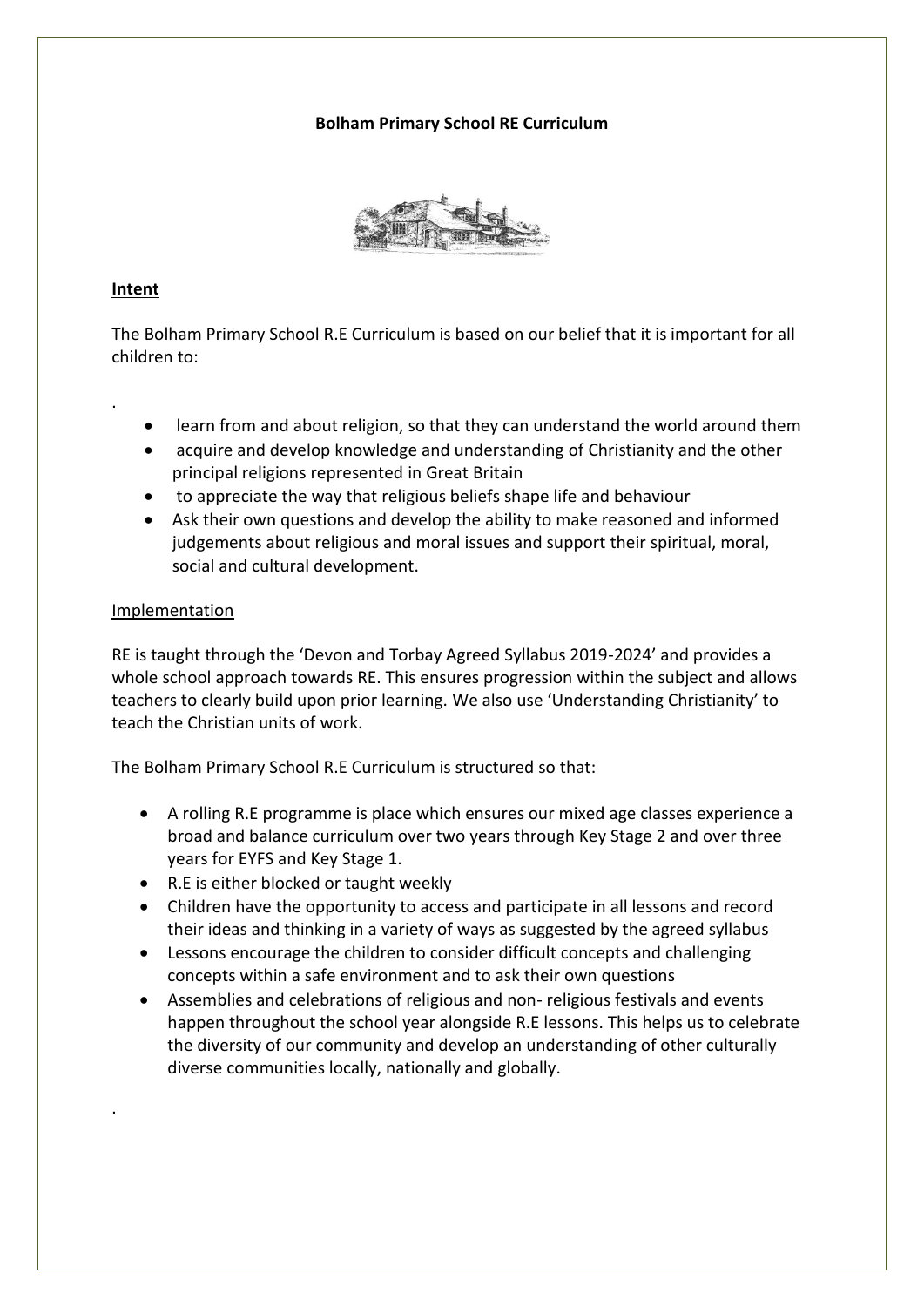**Bolham Primary School RE Curriculum**

**Intent**

The Bolham Primary School R.E Curriculum is based on our belief that it is important for all children to:

.

- learn from and about religion, so that they can understand the world around them
- acquire and develop knowledge and understanding of Christianity and the other principal religions represented in Great Britain
- to appreciate the way that religious beliefs shape life and behaviour
- Ask their own questions and develop the ability to make reasoned and informed judgements about religious and moral issues and support their spiritual, moral, social and cultural development.

Implementation

RE is taught through the 'Devon and Torbay Agreed Syllabus 2019-2024' and provides a whole school approach towards RE. This ensures progression within the subject and allows teachers to clearly build upon prior learning. We also use 'Understanding Christianity' to teach the Christian units of work.

The Bolham Primary School R.E Curriculum is structured so that:

- A rolling R.E programme is place which ensures our mixed age classes experience a broad and balance curriculum over two years through Key Stage 2 and over three years for EYFS and Key Stage 1.
- R.E is either blocked or taught weekly
- Children have the opportunity to access and participate in all lessons and record their ideas and thinking in a variety of ways as suggested by the agreed syllabus
- Lessons encourage the children to consider difficult concepts and challenging concepts within a safe environment and to ask their own questions
- Assemblies and celebrations of religious and non- religious festivals and events happen throughout the school year alongside R.E lessons. This helps us to celebrate the diversity of our community and develop an understanding of other culturally diverse communities locally, nationally and globally.

.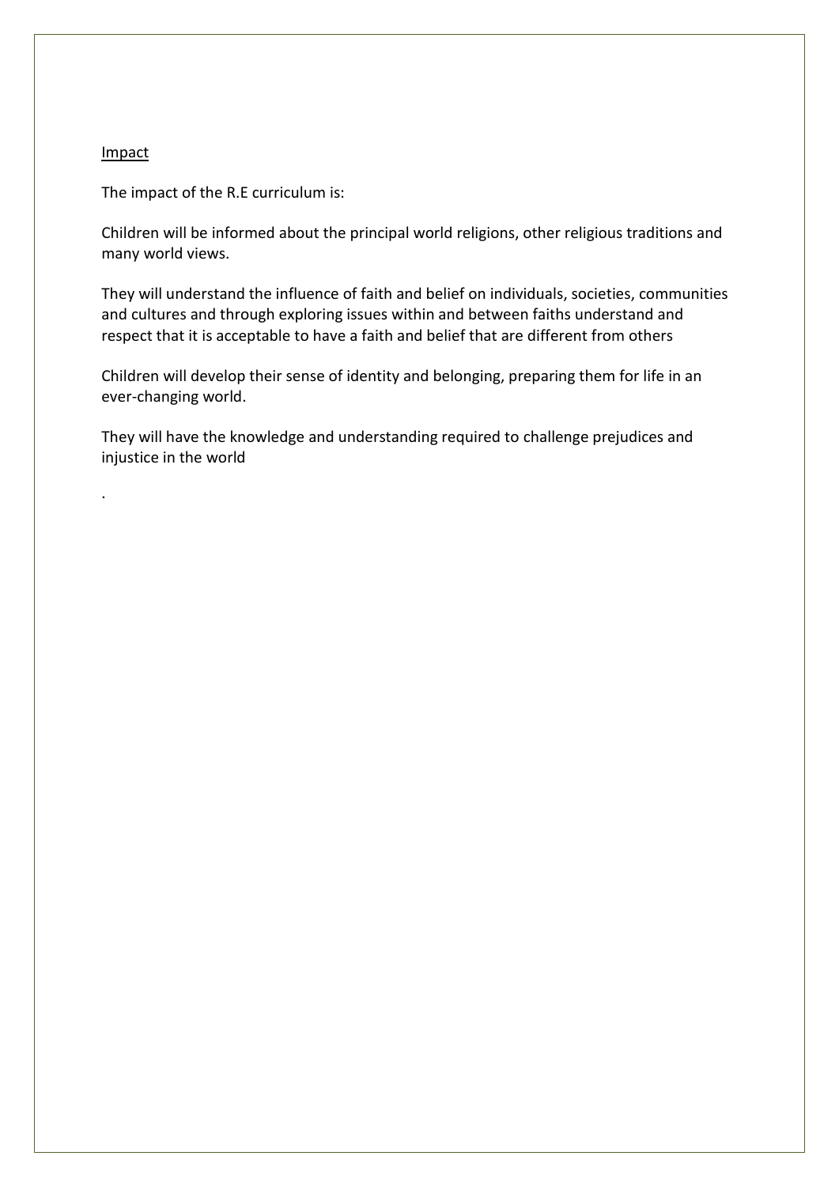## Impact

The impact of the R.E curriculum is:

Children will be informed about the principal world religions, other religious traditions and many world views.

They will understand the influence of faith and belief on individuals, societies, communities and cultures and through exploring issues within and between faiths understand and respect that it is acceptable to have a faith and belief that are different from others

Children will develop their sense of identity and belonging, preparing them for life in an ever-changing world.

They will have the knowledge and understanding required to challenge prejudices and injustice in the world

.